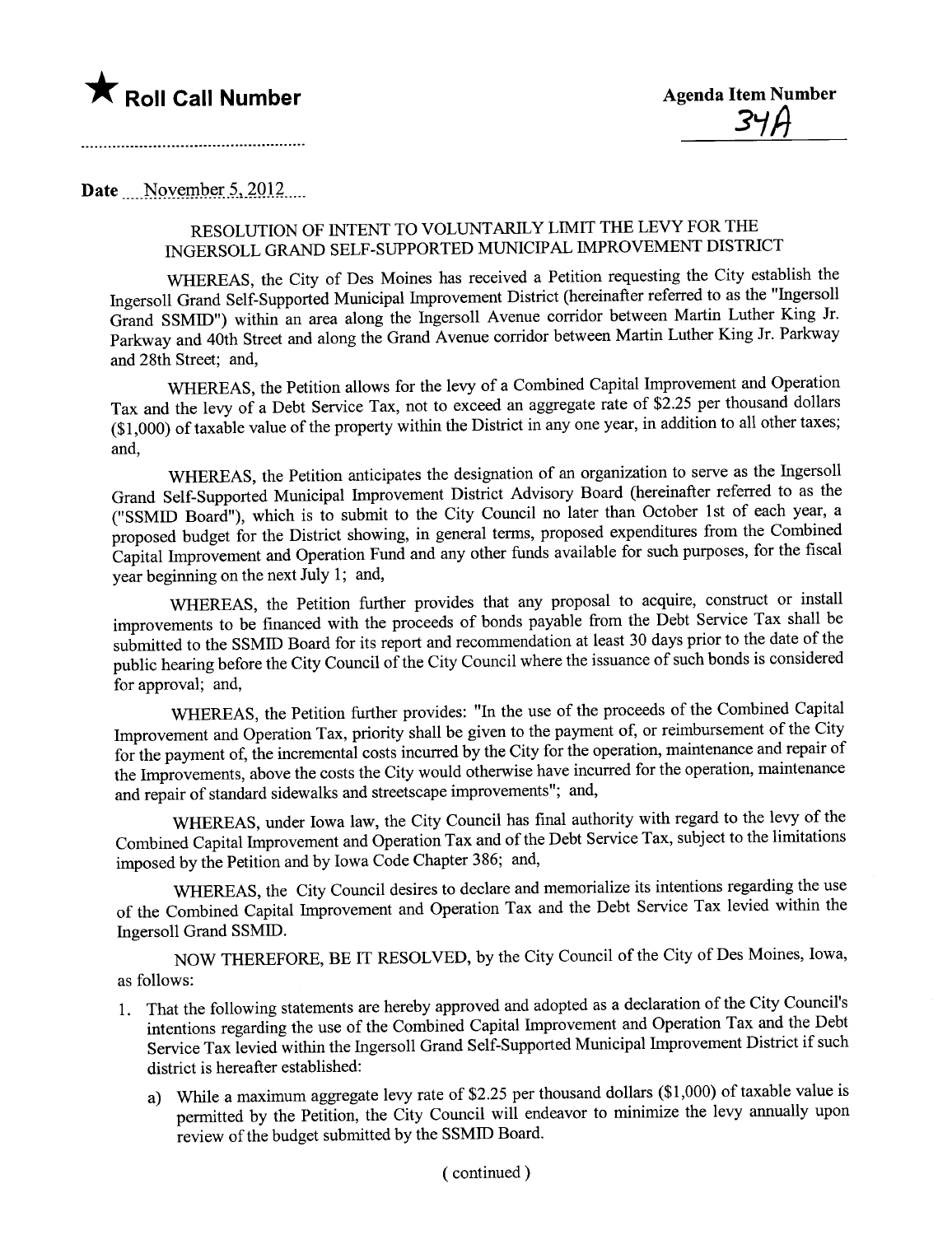★ **Roll Call Number**

**Agenda Item Number**

34A

Date November 5, 2012

## RESOLUTION OF INTENT TO VOLUNTARILY LIMIT THE LEVY FOR THE INGERSOLL GRAND SELF-SUPPORTED MUNICIPAL IMPROVEMENT DISTRICT

WHEREAS, the City of Des Moines has received a Petition requesting the City establish the Ingersoll Grand Self-Supported Municipal Improvement District (hereinafter referred to as the "Ingersoll Grand SSMID") within an area along the Ingersoll Avenue corridor between Martin Luther King Jr. Parkway and 40th Street and along the Grand Avenue corridor between Martin Luther King Jr. Parkway and 28th Street; and,

WHEREAS, the Petition allows for the levy of a Combined Capital Improvement and Operation Tax and the levy of a Debt Service Tax, not to exceed an aggregate rate of $2.25 per thousand dollars ($1,000) of taxable value of the property within the District in any one year, in addition to all other taxes; and,

WHEREAS, the Petition anticipates the designation of an organization to serve as the Ingersoll Grand Self-Supported Municipal Improvement District Advisory Board (hereinafter referred to as the ("SSMID Board"), which is to submit to the City Council no later than October 1st of each year, a proposed budget for the District showing, in general terms, proposed expenditures from the Combined Capital Improvement and Operation Fund and any other funds available for such purposes, for the fiscal year beginning on the next July 1; and,

WHEREAS, the Petition further provides that any proposal to acquire, construct or install improvements to be financed with the proceeds of bonds payable from the Debt Service Tax shall be submitted to the SSMID Board for its report and recommendation at least 30 days prior to the date of the public hearing before the City Council of the City Council where the issuance of such bonds is considered for approval; and,

WHEREAS, the Petition further provides: "In the use of the proceeds of the Combined Capital Improvement and Operation Tax, priority shall be given to the payment of, or reimbursement of the City for the payment of, the incremental costs incurred by the City for the operation, maintenance and repair of the Improvements, above the costs the City would otherwise have incurred for the operation, maintenance and repair of standard sidewalks and streetscape improvements"; and,

WHEREAS, under Iowa law, the City Council has final authority with regard to the levy of the Combined Capital Improvement and Operation Tax and of the Debt Service Tax, subject to the limitations imposed by the Petition and by Iowa Code Chapter 386; and,

WHEREAS, the City Council desires to declare and memorialize its intentions regarding the use of the Combined Capital Improvement and Operation Tax and the Debt Service Tax levied within the Ingersoll Grand SSMID.

NOW THEREFORE, BE IT RESOLVED, by the City Council of the City of Des Moines, Iowa, as follows:

1. That the following statements are hereby approved and adopted as a declaration of the City Council's intentions regarding the use of the Combined Capital Improvement and Operation Tax and the Debt Service Tax levied within the Ingersoll Grand Self-Supported Municipal Improvement District if such district is hereafter established:

   a) While a maximum aggregate levy rate of $2.25 per thousand dollars ($1,000) of taxable value is permitted by the Petition, the City Council will endeavor to minimize the levy annually upon review of the budget submitted by the SSMID Board.

( continued )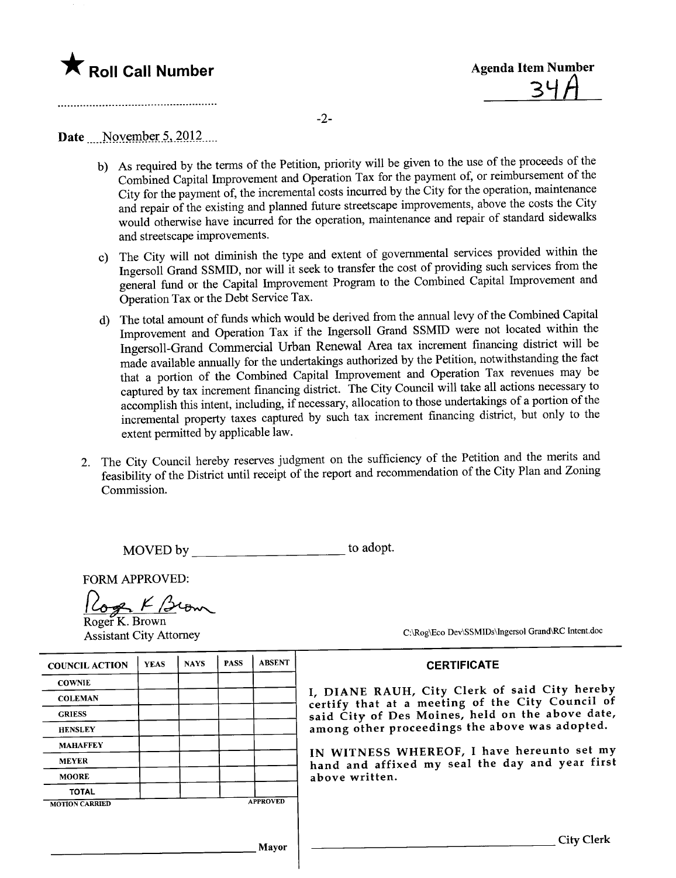★ **Roll Call Number**

.....................................................

**Agenda Item Number**

34A

Date November 5, 2012

b) As required by the terms of the Petition, priority will be given to the use of the proceeds of the Combined Capital Improvement and Operation Tax for the payment of, or reimbursement of the City for the payment of, the incremental costs incurred by the City for the operation, maintenance and repair of the existing and planned future streetscape improvements, above the costs the City would otherwise have incurred for the operation, maintenance and repair of standard sidewalks and streetscape improvements.

c) The City will not diminish the type and extent of governmental services provided within the Ingersoll Grand SSMID, nor will it seek to transfer the cost of providing such services from the general fund or the Capital Improvement Program to the Combined Capital Improvement and Operation Tax or the Debt Service Tax.

d) The total amount of funds which would be derived from the annual levy of the Combined Capital Improvement and Operation Tax if the Ingersoll Grand SSMID were not located within the Ingersoll-Grand Commercial Urban Renewal Area tax increment financing district will be made available annually for the undertakings authorized by the Petition, notwithstanding the fact that a portion of the Combined Capital Improvement and Operation Tax revenues may be captured by tax increment financing district. The City Council will take all actions necessary to accomplish this intent, including, if necessary, allocation to those undertakings of a portion of the incremental property taxes captured by such tax increment financing district, but only to the extent permitted by applicable law.

2. The City Council hereby reserves judgment on the sufficiency of the Petition and the merits and feasibility of the District until receipt of the report and recommendation of the City Plan and Zoning Commission.

MOVED by ______________________ to adopt.

FORM APPROVED:

Roger K. Brown
Roger K. Brown
Assistant City Attorney

C:\Rog\Eco Dev\SSMIDs\Ingersol Grand\RC Intent.doc

| COUNCIL ACTION | YEAS | NAYS | PASS | ABSENT |
|---|---|---|---|---|
| COWNIE | | | | |
| COLEMAN | | | | |
| GRIESS | | | | |
| HENSLEY | | | | |
| MAHAFFEY | | | | |
| MEYER | | | | |
| MOORE | | | | |
| TOTAL | | | | |
| MOTION CARRIED | | | | APPROVED |

______________________ Mayor

**CERTIFICATE**

I, DIANE RAUH, City Clerk of said City hereby certify that at a meeting of the City Council of said City of Des Moines, held on the above date, among other proceedings the above was adopted.

IN WITNESS WHEREOF, I have hereunto set my hand and affixed my seal the day and year first above written.

______________________ City Clerk